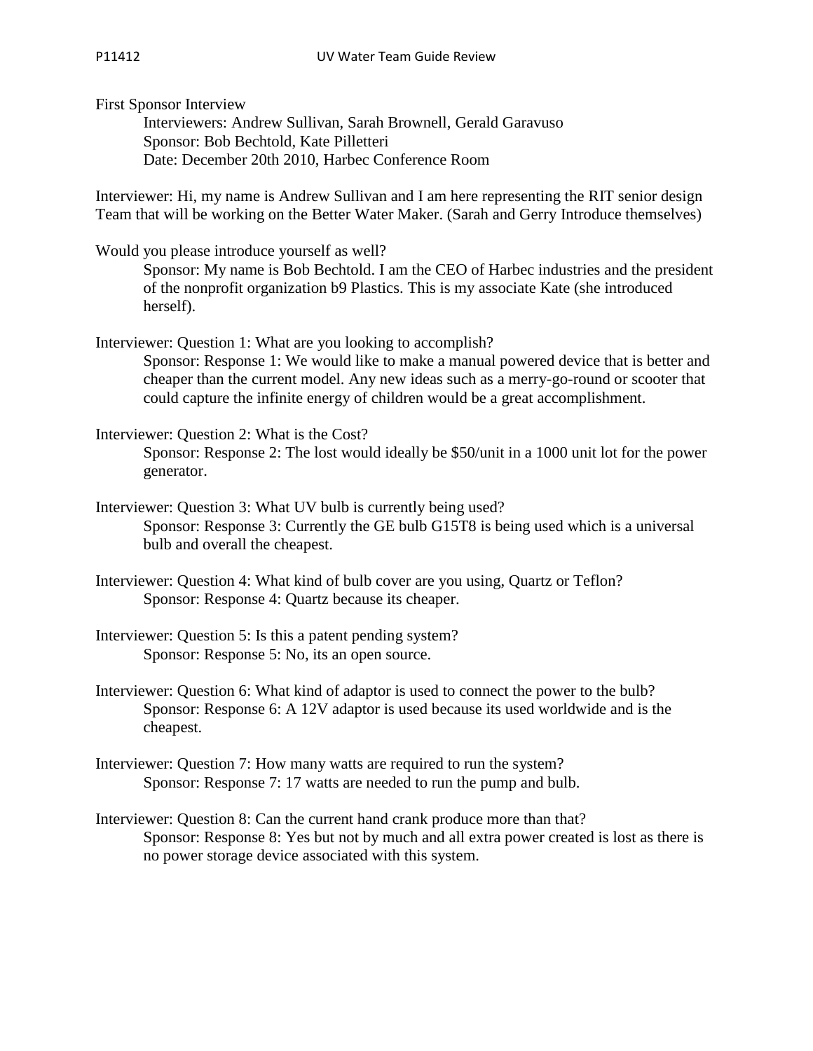First Sponsor Interview

Interviewers: Andrew Sullivan, Sarah Brownell, Gerald Garavuso
Sponsor: Bob Bechtold, Kate Pilletteri
Date: December 20th 2010, Harbec Conference Room

Interviewer: Hi, my name is Andrew Sullivan and I am here representing the RIT senior design Team that will be working on the Better Water Maker. (Sarah and Gerry Introduce themselves)

Would you please introduce yourself as well?

Sponsor: My name is Bob Bechtold. I am the CEO of Harbec industries and the president of the nonprofit organization b9 Plastics. This is my associate Kate (she introduced herself).

Interviewer: Question 1: What are you looking to accomplish?

Sponsor: Response 1: We would like to make a manual powered device that is better and cheaper than the current model. Any new ideas such as a merry-go-round or scooter that could capture the infinite energy of children would be a great accomplishment.

Interviewer: Question 2: What is the Cost?

Sponsor: Response 2: The lost would ideally be $50/unit in a 1000 unit lot for the power generator.

Interviewer: Question 3: What UV bulb is currently being used?

Sponsor: Response 3: Currently the GE bulb G15T8 is being used which is a universal bulb and overall the cheapest.

Interviewer: Question 4: What kind of bulb cover are you using, Quartz or Teflon?

Sponsor: Response 4: Quartz because its cheaper.

Interviewer: Question 5: Is this a patent pending system?

Sponsor: Response 5: No, its an open source.

Interviewer: Question 6: What kind of adaptor is used to connect the power to the bulb?

Sponsor: Response 6: A 12V adaptor is used because its used worldwide and is the cheapest.

Interviewer: Question 7: How many watts are required to run the system?

Sponsor: Response 7: 17 watts are needed to run the pump and bulb.

Interviewer: Question 8: Can the current hand crank produce more than that?

Sponsor: Response 8: Yes but not by much and all extra power created is lost as there is no power storage device associated with this system.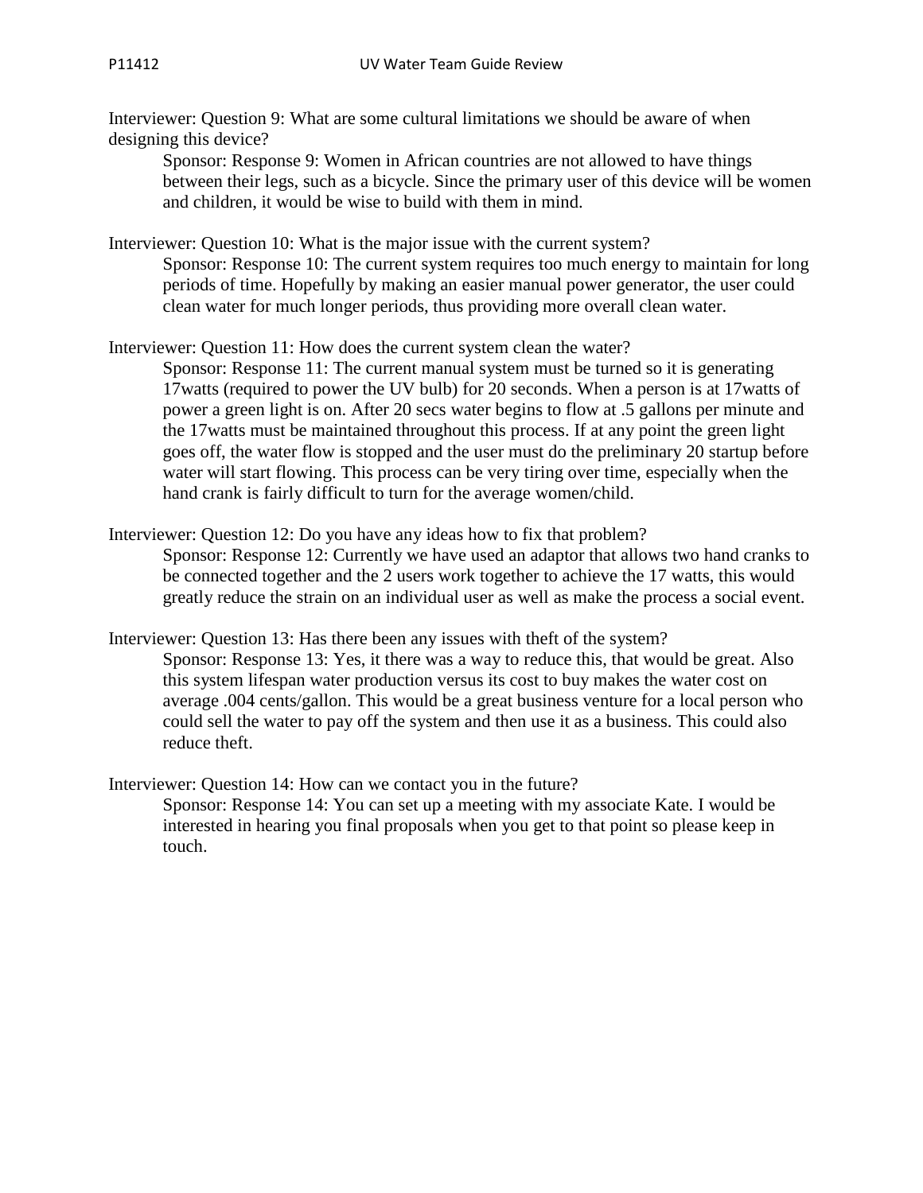Interviewer: Question 9: What are some cultural limitations we should be aware of when designing this device?

> Sponsor: Response 9: Women in African countries are not allowed to have things between their legs, such as a bicycle. Since the primary user of this device will be women and children, it would be wise to build with them in mind.

Interviewer: Question 10: What is the major issue with the current system?

> Sponsor: Response 10: The current system requires too much energy to maintain for long periods of time. Hopefully by making an easier manual power generator, the user could clean water for much longer periods, thus providing more overall clean water.

Interviewer: Question 11: How does the current system clean the water?

> Sponsor: Response 11: The current manual system must be turned so it is generating 17watts (required to power the UV bulb) for 20 seconds. When a person is at 17watts of power a green light is on. After 20 secs water begins to flow at .5 gallons per minute and the 17watts must be maintained throughout this process. If at any point the green light goes off, the water flow is stopped and the user must do the preliminary 20 startup before water will start flowing. This process can be very tiring over time, especially when the hand crank is fairly difficult to turn for the average women/child.

Interviewer: Question 12: Do you have any ideas how to fix that problem?

> Sponsor: Response 12: Currently we have used an adaptor that allows two hand cranks to be connected together and the 2 users work together to achieve the 17 watts, this would greatly reduce the strain on an individual user as well as make the process a social event.

Interviewer: Question 13: Has there been any issues with theft of the system?

> Sponsor: Response 13: Yes, it there was a way to reduce this, that would be great. Also this system lifespan water production versus its cost to buy makes the water cost on average .004 cents/gallon. This would be a great business venture for a local person who could sell the water to pay off the system and then use it as a business. This could also reduce theft.

Interviewer: Question 14: How can we contact you in the future?

> Sponsor: Response 14: You can set up a meeting with my associate Kate. I would be interested in hearing you final proposals when you get to that point so please keep in touch.